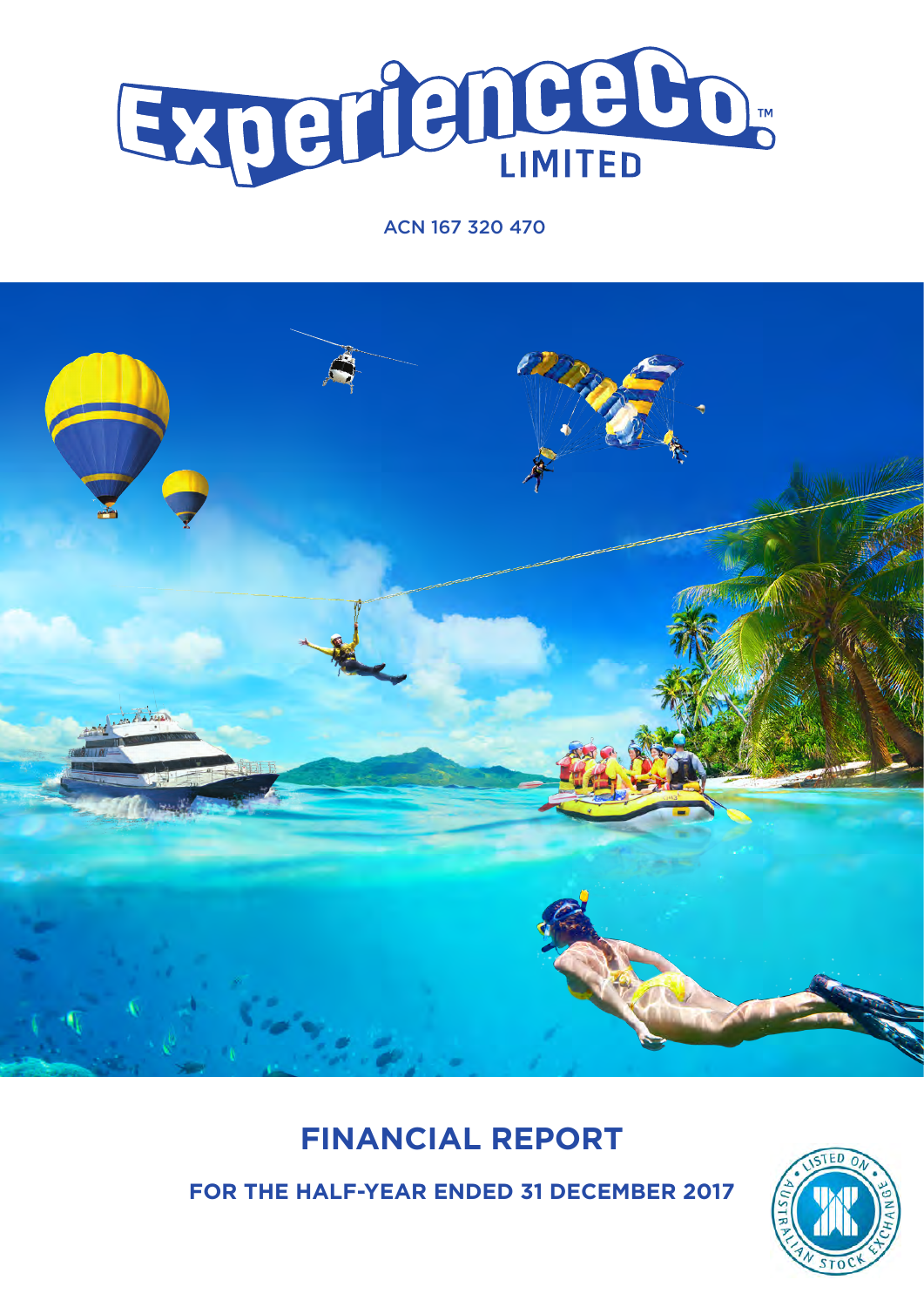# ExperienceCo LIMITED

ACN 167 320 470

# FINANCIAL REPORT

## FOR THE HALF-YEAR ENDED 31 DECEMBER 2017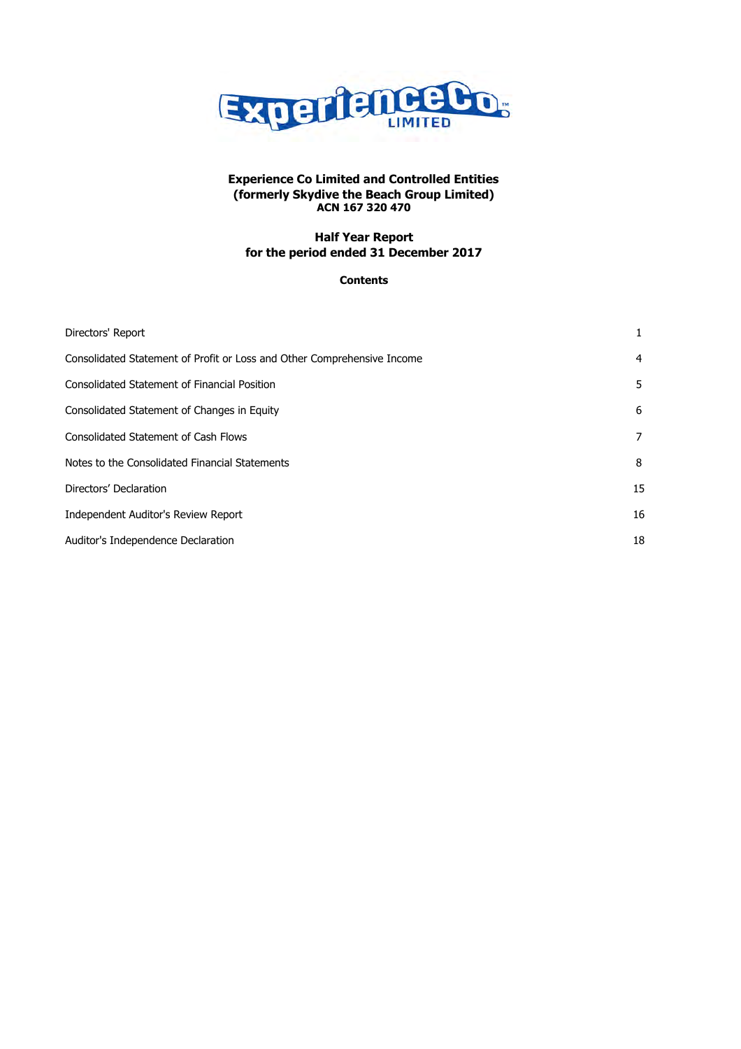# Experience Co Limited and Controlled Entities
## (formerly Skydive the Beach Group Limited)
**ACN 167 320 470**

## Half Year Report
## for the period ended 31 December 2017

### Contents

| | |
|---|---|
| Directors' Report | 1 |
| Consolidated Statement of Profit or Loss and Other Comprehensive Income | 4 |
| Consolidated Statement of Financial Position | 5 |
| Consolidated Statement of Changes in Equity | 6 |
| Consolidated Statement of Cash Flows | 7 |
| Notes to the Consolidated Financial Statements | 8 |
| Directors' Declaration | 15 |
| Independent Auditor's Review Report | 16 |
| Auditor's Independence Declaration | 18 |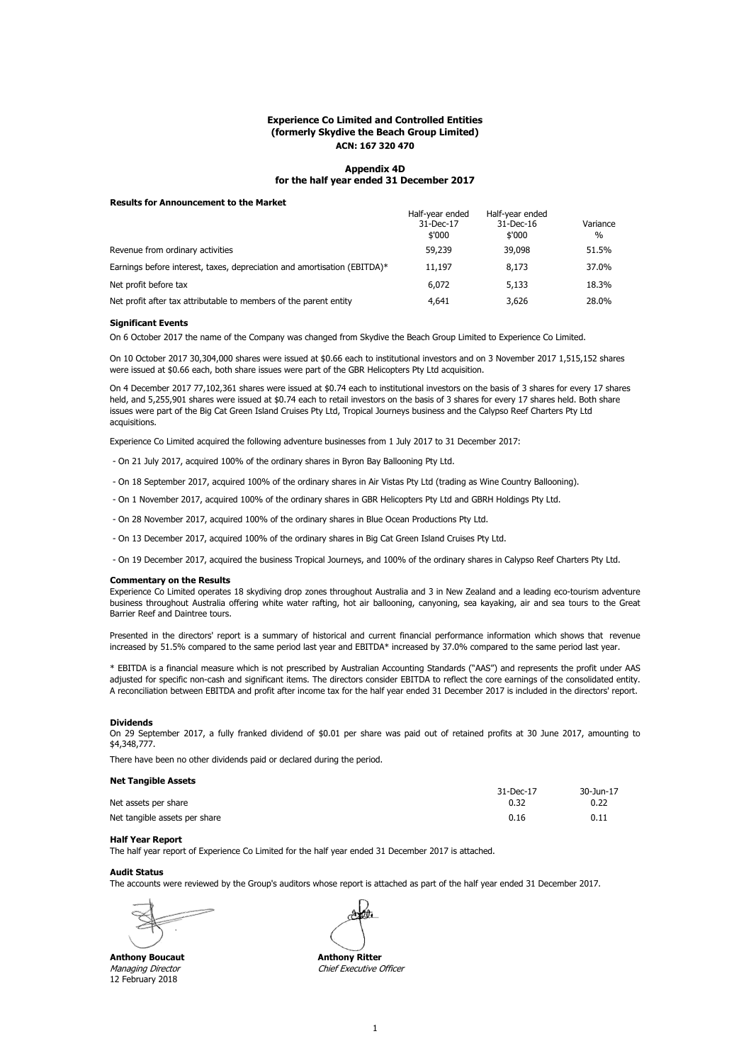**Experience Co Limited and Controlled Entities**
**(formerly Skydive the Beach Group Limited)**
**ACN: 167 320 470**

**Appendix 4D**
**for the half year ended 31 December 2017**

**Results for Announcement to the Market**

| | Half-year ended 31-Dec-17 $'000 | Half-year ended 31-Dec-16 $'000 | Variance % |
|---|---|---|---|
| Revenue from ordinary activities | 59,239 | 39,098 | 51.5% |
| Earnings before interest, taxes, depreciation and amortisation (EBITDA)* | 11,197 | 8,173 | 37.0% |
| Net profit before tax | 6,072 | 5,133 | 18.3% |
| Net profit after tax attributable to members of the parent entity | 4,641 | 3,626 | 28.0% |

**Significant Events**

On 6 October 2017 the name of the Company was changed from Skydive the Beach Group Limited to Experience Co Limited.

On 10 October 2017 30,304,000 shares were issued at $0.66 each to institutional investors and on 3 November 2017 1,515,152 shares were issued at $0.66 each, both share issues were part of the GBR Helicopters Pty Ltd acquisition.

On 4 December 2017 77,102,361 shares were issued at $0.74 each to institutional investors on the basis of 3 shares for every 17 shares held, and 5,255,901 shares were issued at $0.74 each to retail investors on the basis of 3 shares for every 17 shares held. Both share issues were part of the Big Cat Green Island Cruises Pty Ltd, Tropical Journeys business and the Calypso Reef Charters Pty Ltd acquisitions.

Experience Co Limited acquired the following adventure businesses from 1 July 2017 to 31 December 2017:

- On 21 July 2017, acquired 100% of the ordinary shares in Byron Bay Ballooning Pty Ltd.
- On 18 September 2017, acquired 100% of the ordinary shares in Air Vistas Pty Ltd (trading as Wine Country Ballooning).
- On 1 November 2017, acquired 100% of the ordinary shares in GBR Helicopters Pty Ltd and GBRH Holdings Pty Ltd.
- On 28 November 2017, acquired 100% of the ordinary shares in Blue Ocean Productions Pty Ltd.
- On 13 December 2017, acquired 100% of the ordinary shares in Big Cat Green Island Cruises Pty Ltd.
- On 19 December 2017, acquired the business Tropical Journeys, and 100% of the ordinary shares in Calypso Reef Charters Pty Ltd.

**Commentary on the Results**

Experience Co Limited operates 18 skydiving drop zones throughout Australia and 3 in New Zealand and a leading eco-tourism adventure business throughout Australia offering white water rafting, hot air ballooning, canyoning, sea kayaking, air and sea tours to the Great Barrier Reef and Daintree tours.

Presented in the directors' report is a summary of historical and current financial performance information which shows that revenue increased by 51.5% compared to the same period last year and EBITDA* increased by 37.0% compared to the same period last year.

* EBITDA is a financial measure which is not prescribed by Australian Accounting Standards ("AAS") and represents the profit under AAS adjusted for specific non-cash and significant items. The directors consider EBITDA to reflect the core earnings of the consolidated entity. A reconciliation between EBITDA and profit after income tax for the half year ended 31 December 2017 is included in the directors' report.

**Dividends**

On 29 September 2017, a fully franked dividend of $0.01 per share was paid out of retained profits at 30 June 2017, amounting to $4,348,777.

There have been no other dividends paid or declared during the period.

**Net Tangible Assets**

| | 31-Dec-17 | 30-Jun-17 |
|---|---|---|
| Net assets per share | 0.32 | 0.22 |
| Net tangible assets per share | 0.16 | 0.11 |

**Half Year Report**

The half year report of Experience Co Limited for the half year ended 31 December 2017 is attached.

**Audit Status**

The accounts were reviewed by the Group's auditors whose report is attached as part of the half year ended 31 December 2017.

**Anthony Boucaut**
*Managing Director*
12 February 2018

**Anthony Ritter**
*Chief Executive Officer*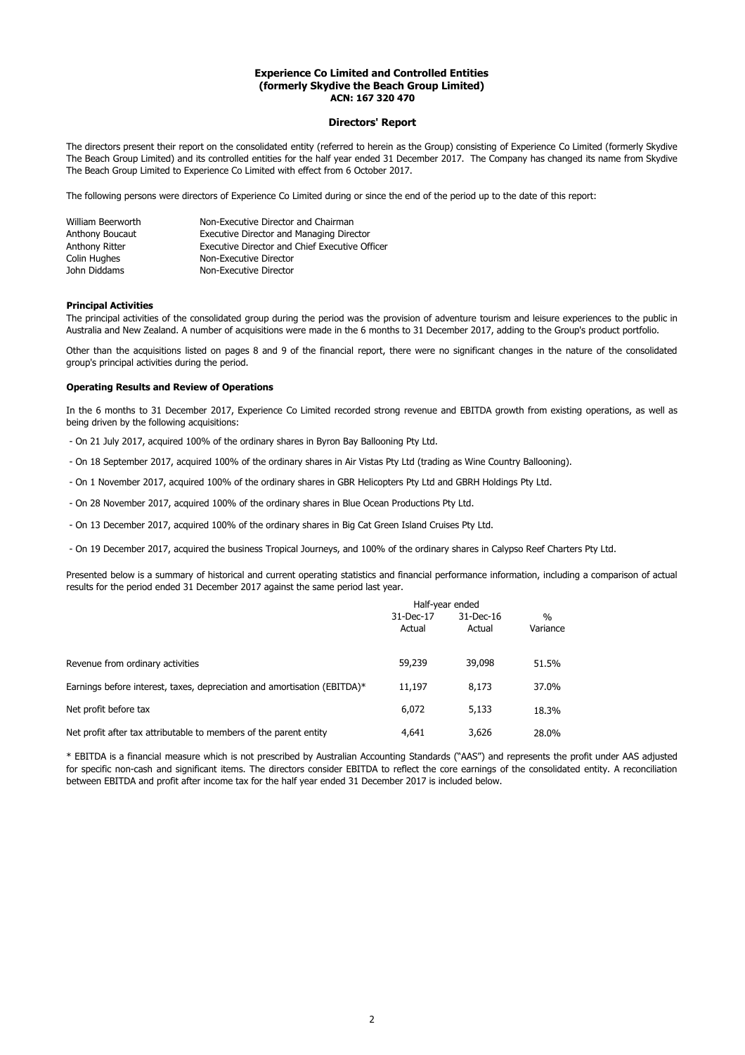**Experience Co Limited and Controlled Entities**
**(formerly Skydive the Beach Group Limited)**
**ACN: 167 320 470**

## Directors' Report

The directors present their report on the consolidated entity (referred to herein as the Group) consisting of Experience Co Limited (formerly Skydive The Beach Group Limited) and its controlled entities for the half year ended 31 December 2017. The Company has changed its name from Skydive The Beach Group Limited to Experience Co Limited with effect from 6 October 2017.

The following persons were directors of Experience Co Limited during or since the end of the period up to the date of this report:

| | |
|---|---|
| William Beerworth | Non-Executive Director and Chairman |
| Anthony Boucaut | Executive Director and Managing Director |
| Anthony Ritter | Executive Director and Chief Executive Officer |
| Colin Hughes | Non-Executive Director |
| John Diddams | Non-Executive Director |

### Principal Activities

The principal activities of the consolidated group during the period was the provision of adventure tourism and leisure experiences to the public in Australia and New Zealand. A number of acquisitions were made in the 6 months to 31 December 2017, adding to the Group's product portfolio.

Other than the acquisitions listed on pages 8 and 9 of the financial report, there were no significant changes in the nature of the consolidated group's principal activities during the period.

### Operating Results and Review of Operations

In the 6 months to 31 December 2017, Experience Co Limited recorded strong revenue and EBITDA growth from existing operations, as well as being driven by the following acquisitions:

- On 21 July 2017, acquired 100% of the ordinary shares in Byron Bay Ballooning Pty Ltd.
- On 18 September 2017, acquired 100% of the ordinary shares in Air Vistas Pty Ltd (trading as Wine Country Ballooning).
- On 1 November 2017, acquired 100% of the ordinary shares in GBR Helicopters Pty Ltd and GBRH Holdings Pty Ltd.
- On 28 November 2017, acquired 100% of the ordinary shares in Blue Ocean Productions Pty Ltd.
- On 13 December 2017, acquired 100% of the ordinary shares in Big Cat Green Island Cruises Pty Ltd.
- On 19 December 2017, acquired the business Tropical Journeys, and 100% of the ordinary shares in Calypso Reef Charters Pty Ltd.

Presented below is a summary of historical and current operating statistics and financial performance information, including a comparison of actual results for the period ended 31 December 2017 against the same period last year.

| | Half-year ended | | |
|---|---|---|---|
| | 31-Dec-17 Actual | 31-Dec-16 Actual | % Variance |
| Revenue from ordinary activities | 59,239 | 39,098 | 51.5% |
| Earnings before interest, taxes, depreciation and amortisation (EBITDA)* | 11,197 | 8,173 | 37.0% |
| Net profit before tax | 6,072 | 5,133 | 18.3% |
| Net profit after tax attributable to members of the parent entity | 4,641 | 3,626 | 28.0% |

* EBITDA is a financial measure which is not prescribed by Australian Accounting Standards ("AAS") and represents the profit under AAS adjusted for specific non-cash and significant items. The directors consider EBITDA to reflect the core earnings of the consolidated entity. A reconciliation between EBITDA and profit after income tax for the half year ended 31 December 2017 is included below.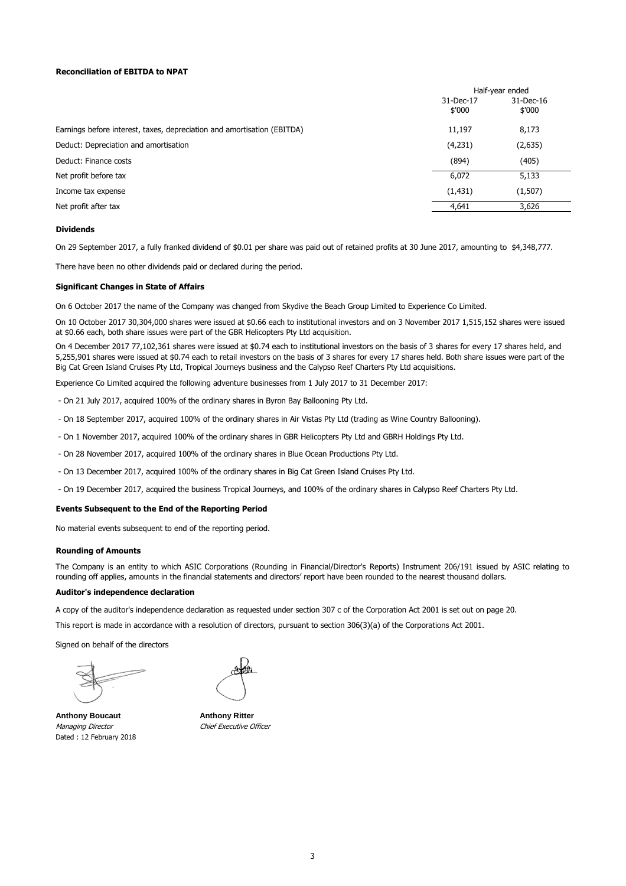**Reconciliation of EBITDA to NPAT**

| | Half-year ended | |
|---|---|---|
| | 31-Dec-17 \$'000 | 31-Dec-16 \$'000 |
| Earnings before interest, taxes, depreciation and amortisation (EBITDA) | 11,197 | 8,173 |
| Deduct: Depreciation and amortisation | (4,231) | (2,635) |
| Deduct: Finance costs | (894) | (405) |
| Net profit before tax | 6,072 | 5,133 |
| Income tax expense | (1,431) | (1,507) |
| Net profit after tax | 4,641 | 3,626 |

**Dividends**

On 29 September 2017, a fully franked dividend of \$0.01 per share was paid out of retained profits at 30 June 2017, amounting to \$4,348,777.

There have been no other dividends paid or declared during the period.

**Significant Changes in State of Affairs**

On 6 October 2017 the name of the Company was changed from Skydive the Beach Group Limited to Experience Co Limited.

On 10 October 2017 30,304,000 shares were issued at \$0.66 each to institutional investors and on 3 November 2017 1,515,152 shares were issued at \$0.66 each, both share issues were part of the GBR Helicopters Pty Ltd acquisition.

On 4 December 2017 77,102,361 shares were issued at \$0.74 each to institutional investors on the basis of 3 shares for every 17 shares held, and 5,255,901 shares were issued at \$0.74 each to retail investors on the basis of 3 shares for every 17 shares held. Both share issues were part of the Big Cat Green Island Cruises Pty Ltd, Tropical Journeys business and the Calypso Reef Charters Pty Ltd acquisitions.

Experience Co Limited acquired the following adventure businesses from 1 July 2017 to 31 December 2017:

- On 21 July 2017, acquired 100% of the ordinary shares in Byron Bay Ballooning Pty Ltd.
- On 18 September 2017, acquired 100% of the ordinary shares in Air Vistas Pty Ltd (trading as Wine Country Ballooning).
- On 1 November 2017, acquired 100% of the ordinary shares in GBR Helicopters Pty Ltd and GBRH Holdings Pty Ltd.
- On 28 November 2017, acquired 100% of the ordinary shares in Blue Ocean Productions Pty Ltd.
- On 13 December 2017, acquired 100% of the ordinary shares in Big Cat Green Island Cruises Pty Ltd.
- On 19 December 2017, acquired the business Tropical Journeys, and 100% of the ordinary shares in Calypso Reef Charters Pty Ltd.

**Events Subsequent to the End of the Reporting Period**

No material events subsequent to end of the reporting period.

**Rounding of Amounts**

The Company is an entity to which ASIC Corporations (Rounding in Financial/Director's Reports) Instrument 206/191 issued by ASIC relating to rounding off applies, amounts in the financial statements and directors' report have been rounded to the nearest thousand dollars.

**Auditor's independence declaration**

A copy of the auditor's independence declaration as requested under section 307 c of the Corporation Act 2001 is set out on page 20.

This report is made in accordance with a resolution of directors, pursuant to section 306(3)(a) of the Corporations Act 2001.

Signed on behalf of the directors

**Anthony Boucaut**
*Managing Director*
Dated : 12 February 2018

**Anthony Ritter**
*Chief Executive Officer*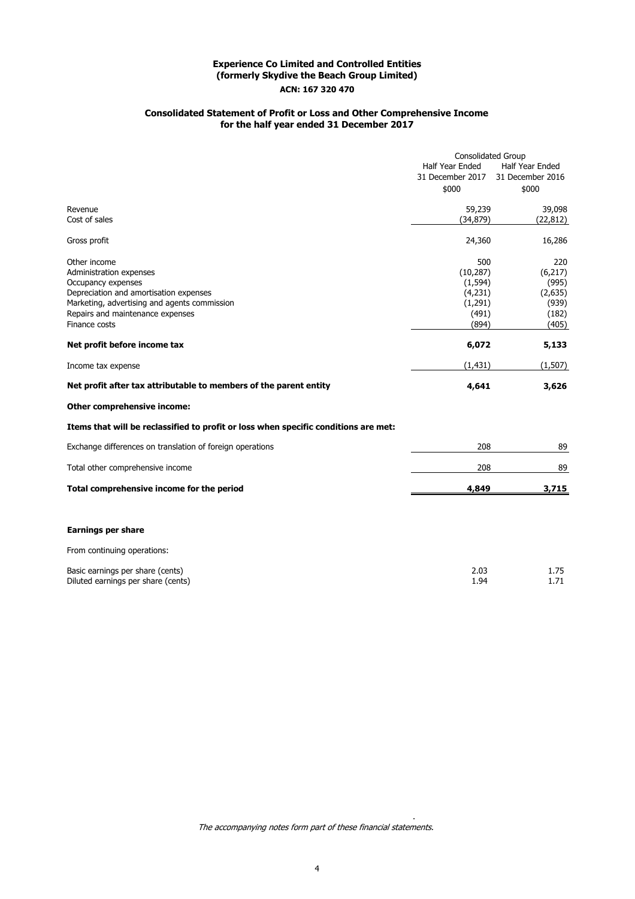# Experience Co Limited and Controlled Entities
## (formerly Skydive the Beach Group Limited)
### ACN: 167 320 470

## Consolidated Statement of Profit or Loss and Other Comprehensive Income for the half year ended 31 December 2017

| | Consolidated Group | |
|---|---|---|
| | Half Year Ended 31 December 2017 | Half Year Ended 31 December 2016 |
| | $000 | $000 |
| Revenue | 59,239 | 39,098 |
| Cost of sales | (34,879) | (22,812) |
| Gross profit | 24,360 | 16,286 |
| Other income | 500 | 220 |
| Administration expenses | (10,287) | (6,217) |
| Occupancy expenses | (1,594) | (995) |
| Depreciation and amortisation expenses | (4,231) | (2,635) |
| Marketing, advertising and agents commission | (1,291) | (939) |
| Repairs and maintenance expenses | (491) | (182) |
| Finance costs | (894) | (405) |
| **Net profit before income tax** | **6,072** | **5,133** |
| Income tax expense | (1,431) | (1,507) |
| **Net profit after tax attributable to members of the parent entity** | **4,641** | **3,626** |
| **Other comprehensive income:** | | |
| **Items that will be reclassified to profit or loss when specific conditions are met:** | | |
| Exchange differences on translation of foreign operations | 208 | 89 |
| Total other comprehensive income | 208 | 89 |
| **Total comprehensive income for the period** | **4,849** | **3,715** |

**Earnings per share**

From continuing operations:

| | | |
|---|---|---|
| Basic earnings per share (cents) | 2.03 | 1.75 |
| Diluted earnings per share (cents) | 1.94 | 1.71 |

*The accompanying notes form part of these financial statements.*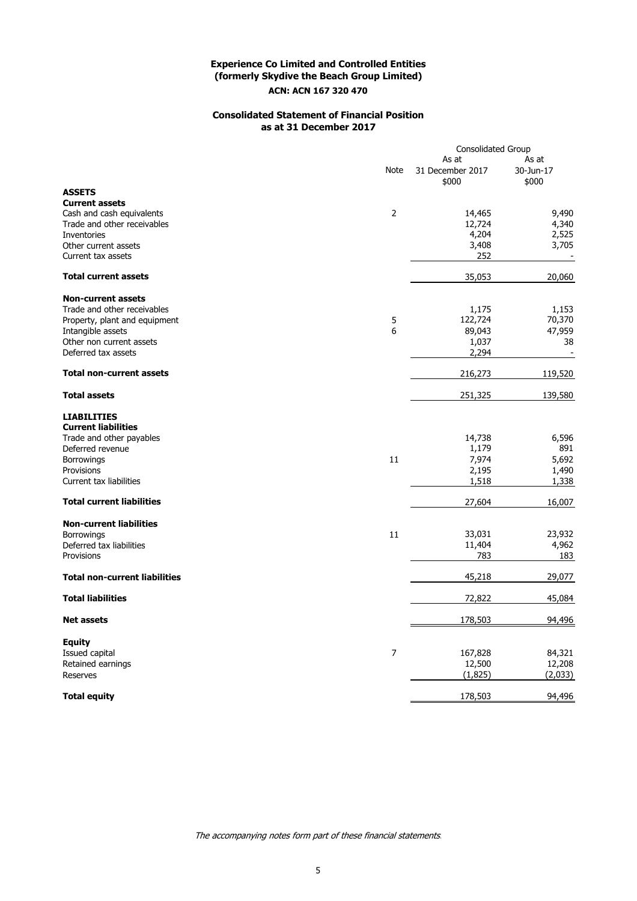# Experience Co Limited and Controlled Entities
## (formerly Skydive the Beach Group Limited)
### ACN: ACN 167 320 470

## Consolidated Statement of Financial Position
### as at 31 December 2017

| | Note | Consolidated Group<br>As at<br>31 December 2017<br>$000 | <br>As at<br>30-Jun-17<br>$000 |
|---|---|---|---|
| **ASSETS** | | | |
| **Current assets** | | | |
| Cash and cash equivalents | 2 | 14,465 | 9,490 |
| Trade and other receivables | | 12,724 | 4,340 |
| Inventories | | 4,204 | 2,525 |
| Other current assets | | 3,408 | 3,705 |
| Current tax assets | | 252 | - |
| **Total current assets** | | 35,053 | 20,060 |
| **Non-current assets** | | | |
| Trade and other receivables | | 1,175 | 1,153 |
| Property, plant and equipment | 5 | 122,724 | 70,370 |
| Intangible assets | 6 | 89,043 | 47,959 |
| Other non current assets | | 1,037 | 38 |
| Deferred tax assets | | 2,294 | - |
| **Total non-current assets** | | 216,273 | 119,520 |
| **Total assets** | | 251,325 | 139,580 |
| **LIABILITIES** | | | |
| **Current liabilities** | | | |
| Trade and other payables | | 14,738 | 6,596 |
| Deferred revenue | | 1,179 | 891 |
| Borrowings | 11 | 7,974 | 5,692 |
| Provisions | | 2,195 | 1,490 |
| Current tax liabilities | | 1,518 | 1,338 |
| **Total current liabilities** | | 27,604 | 16,007 |
| **Non-current liabilities** | | | |
| Borrowings | 11 | 33,031 | 23,932 |
| Deferred tax liabilities | | 11,404 | 4,962 |
| Provisions | | 783 | 183 |
| **Total non-current liabilities** | | 45,218 | 29,077 |
| **Total liabilities** | | 72,822 | 45,084 |
| **Net assets** | | 178,503 | 94,496 |
| **Equity** | | | |
| Issued capital | 7 | 167,828 | 84,321 |
| Retained earnings | | 12,500 | 12,208 |
| Reserves | | (1,825) | (2,033) |
| **Total equity** | | 178,503 | 94,496 |

*The accompanying notes form part of these financial statements.*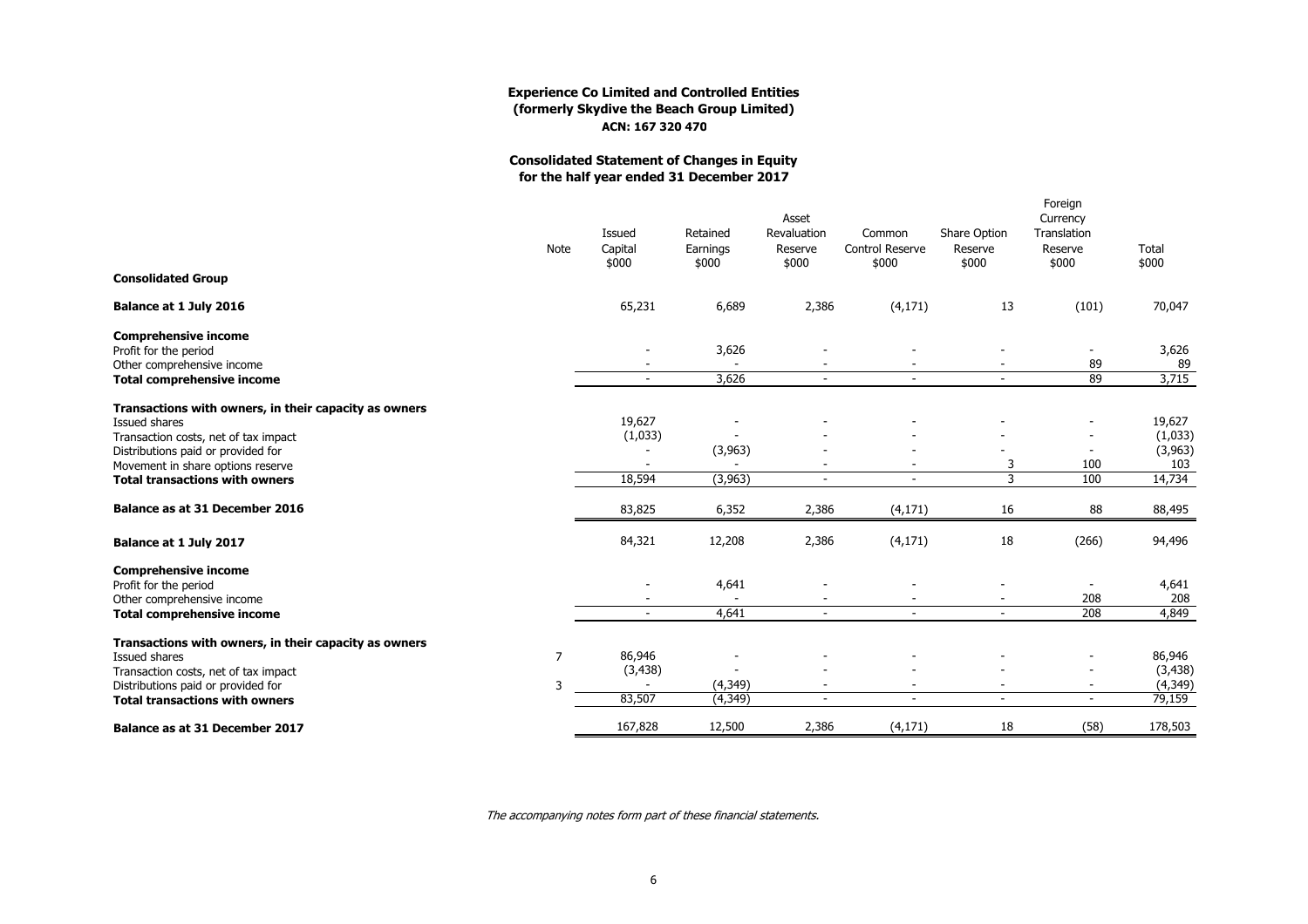**Experience Co Limited and Controlled Entities**
**(formerly Skydive the Beach Group Limited)**
**ACN: 167 320 470**

## Consolidated Statement of Changes in Equity for the half year ended 31 December 2017

| | Note | Issued Capital $000 | Retained Earnings $000 | Asset Revaluation Reserve $000 | Common Control Reserve $000 | Share Option Reserve $000 | Foreign Currency Translation Reserve $000 | Total $000 |
|---|---|---|---|---|---|---|---|---|
| **Consolidated Group** | | | | | | | | |
| **Balance at 1 July 2016** | | 65,231 | 6,689 | 2,386 | (4,171) | 13 | (101) | 70,047 |
| **Comprehensive income** | | | | | | | | |
| Profit for the period | | - | 3,626 | - | - | - | - | 3,626 |
| Other comprehensive income | | - | - | - | - | - | 89 | 89 |
| **Total comprehensive income** | | - | 3,626 | - | - | - | 89 | 3,715 |
| **Transactions with owners, in their capacity as owners** | | | | | | | | |
| Issued shares | | 19,627 | - | - | - | - | - | 19,627 |
| Transaction costs, net of tax impact | | (1,033) | - | - | - | - | - | (1,033) |
| Distributions paid or provided for | | - | (3,963) | - | - | - | - | (3,963) |
| Movement in share options reserve | | - | - | - | - | 3 | 100 | 103 |
| **Total transactions with owners** | | 18,594 | (3,963) | - | - | 3 | 100 | 14,734 |
| **Balance as at 31 December 2016** | | 83,825 | 6,352 | 2,386 | (4,171) | 16 | 88 | 88,495 |
| **Balance at 1 July 2017** | | 84,321 | 12,208 | 2,386 | (4,171) | 18 | (266) | 94,496 |
| **Comprehensive income** | | | | | | | | |
| Profit for the period | | - | 4,641 | - | - | - | - | 4,641 |
| Other comprehensive income | | - | - | - | - | - | 208 | 208 |
| **Total comprehensive income** | | - | 4,641 | - | - | - | 208 | 4,849 |
| **Transactions with owners, in their capacity as owners** | | | | | | | | |
| Issued shares | 7 | 86,946 | - | - | - | - | - | 86,946 |
| Transaction costs, net of tax impact | | (3,438) | - | - | - | - | - | (3,438) |
| Distributions paid or provided for | 3 | - | (4,349) | - | - | - | - | (4,349) |
| **Total transactions with owners** | | 83,507 | (4,349) | - | - | - | - | 79,159 |
| **Balance as at 31 December 2017** | | 167,828 | 12,500 | 2,386 | (4,171) | 18 | (58) | 178,503 |

*The accompanying notes form part of these financial statements.*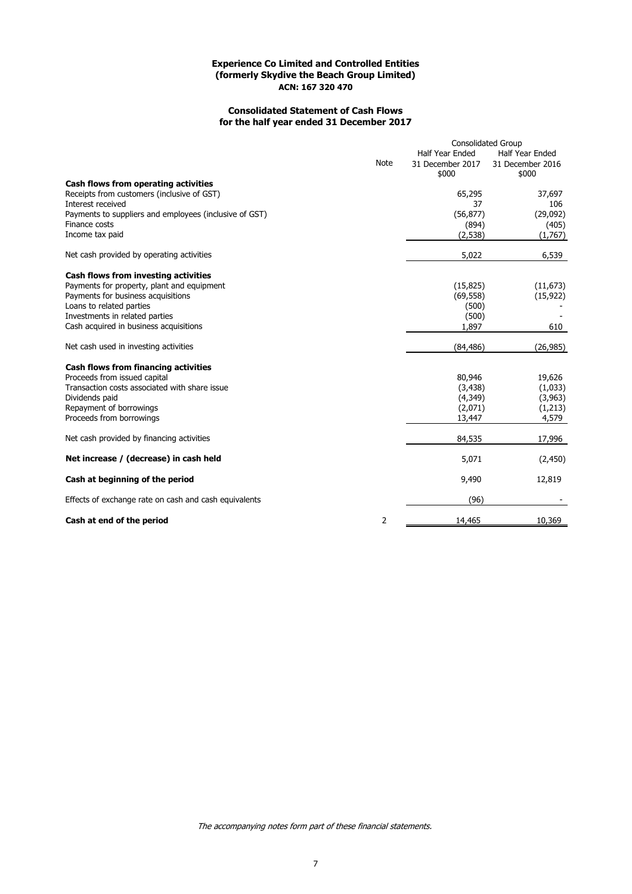**Experience Co Limited and Controlled Entities**
**(formerly Skydive the Beach Group Limited)**
**ACN: 167 320 470**

## Consolidated Statement of Cash Flows for the half year ended 31 December 2017

| | Note | Consolidated Group | |
|---|---|---|---|
| | | Half Year Ended 31 December 2017 $000 | Half Year Ended 31 December 2016 $000 |
| **Cash flows from operating activities** | | | |
| Receipts from customers (inclusive of GST) | | 65,295 | 37,697 |
| Interest received | | 37 | 106 |
| Payments to suppliers and employees (inclusive of GST) | | (56,877) | (29,092) |
| Finance costs | | (894) | (405) |
| Income tax paid | | (2,538) | (1,767) |
| Net cash provided by operating activities | | 5,022 | 6,539 |
| **Cash flows from investing activities** | | | |
| Payments for property, plant and equipment | | (15,825) | (11,673) |
| Payments for business acquisitions | | (69,558) | (15,922) |
| Loans to related parties | | (500) | - |
| Investments in related parties | | (500) | - |
| Cash acquired in business acquisitions | | 1,897 | 610 |
| Net cash used in investing activities | | (84,486) | (26,985) |
| **Cash flows from financing activities** | | | |
| Proceeds from issued capital | | 80,946 | 19,626 |
| Transaction costs associated with share issue | | (3,438) | (1,033) |
| Dividends paid | | (4,349) | (3,963) |
| Repayment of borrowings | | (2,071) | (1,213) |
| Proceeds from borrowings | | 13,447 | 4,579 |
| Net cash provided by financing activities | | 84,535 | 17,996 |
| **Net increase / (decrease) in cash held** | | 5,071 | (2,450) |
| **Cash at beginning of the period** | | 9,490 | 12,819 |
| Effects of exchange rate on cash and cash equivalents | | (96) | - |
| **Cash at end of the period** | 2 | 14,465 | 10,369 |

*The accompanying notes form part of these financial statements.*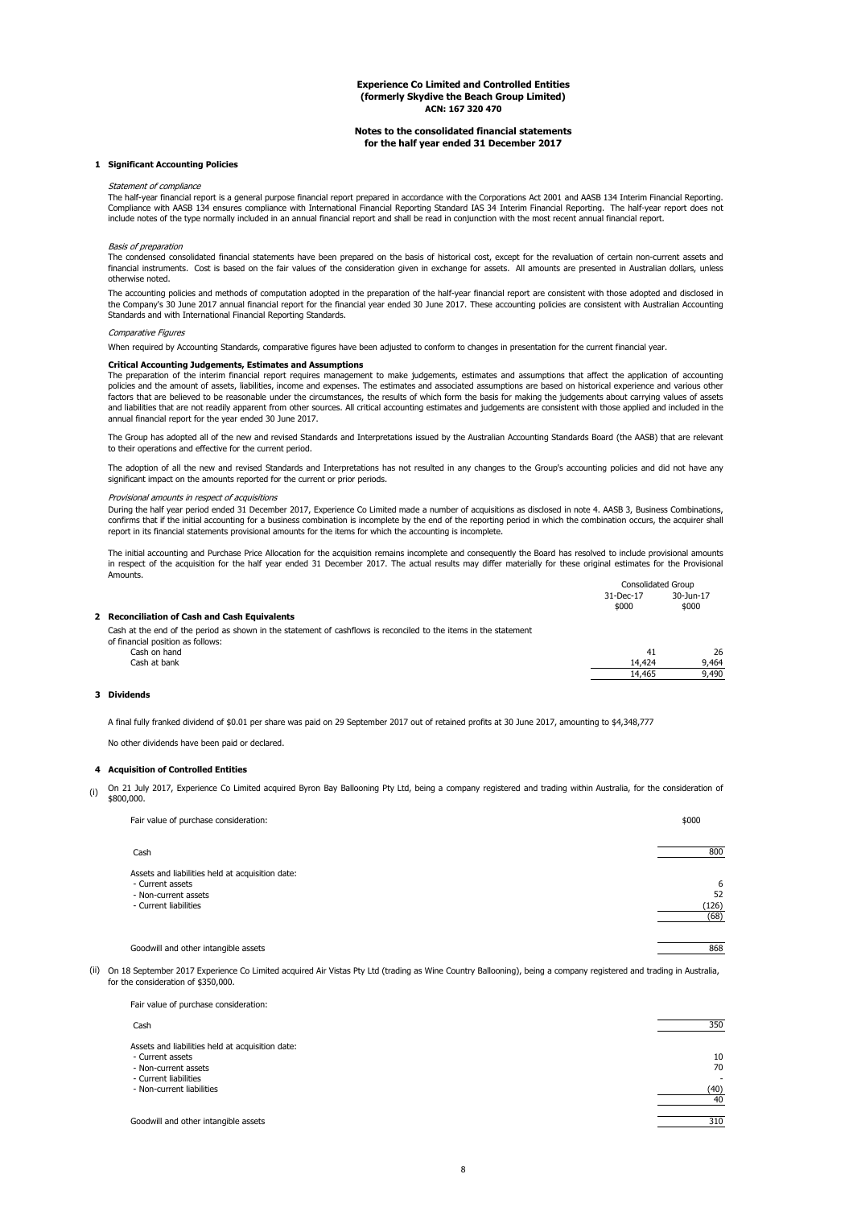**Experience Co Limited and Controlled Entities**
**(formerly Skydive the Beach Group Limited)**
**ACN: 167 320 470**

**Notes to the consolidated financial statements**
**for the half year ended 31 December 2017**

## 1 Significant Accounting Policies

*Statement of compliance*

The half-year financial report is a general purpose financial report prepared in accordance with the Corporations Act 2001 and AASB 134 Interim Financial Reporting. Compliance with AASB 134 ensures compliance with International Financial Reporting Standard IAS 34 Interim Financial Reporting. The half-year report does not include notes of the type normally included in an annual financial report and shall be read in conjunction with the most recent annual financial report.

*Basis of preparation*

The condensed consolidated financial statements have been prepared on the basis of historical cost, except for the revaluation of certain non-current assets and financial instruments. Cost is based on the fair values of the consideration given in exchange for assets. All amounts are presented in Australian dollars, unless otherwise noted.

The accounting policies and methods of computation adopted in the preparation of the half-year financial report are consistent with those adopted and disclosed in the Company's 30 June 2017 annual financial report for the financial year ended 30 June 2017. These accounting policies are consistent with Australian Accounting Standards and with International Financial Reporting Standards.

*Comparative Figures*

When required by Accounting Standards, comparative figures have been adjusted to conform to changes in presentation for the current financial year.

**Critical Accounting Judgements, Estimates and Assumptions**

The preparation of the interim financial report requires management to make judgements, estimates and assumptions that affect the application of accounting policies and the amount of assets, liabilities, income and expenses. The estimates and associated assumptions are based on historical experience and various other factors that are believed to be reasonable under the circumstances, the results of which form the basis for making the judgements about carrying values of assets and liabilities that are not readily apparent from other sources. All critical accounting estimates and judgements are consistent with those applied and included in the annual financial report for the year ended 30 June 2017.

The Group has adopted all of the new and revised Standards and Interpretations issued by the Australian Accounting Standards Board (the AASB) that are relevant to their operations and effective for the current period.

The adoption of all the new and revised Standards and Interpretations has not resulted in any changes to the Group's accounting policies and did not have any significant impact on the amounts reported for the current or prior periods.

*Provisional amounts in respect of acquisitions*

During the half year period ended 31 December 2017, Experience Co Limited made a number of acquisitions as disclosed in note 4. AASB 3, Business Combinations, confirms that if the initial accounting for a business combination is incomplete by the end of the reporting period in which the combination occurs, the acquirer shall report in its financial statements provisional amounts for the items for which the accounting is incomplete.

The initial accounting and Purchase Price Allocation for the acquisition remains incomplete and consequently the Board has resolved to include provisional amounts in respect of the acquisition for the half year ended 31 December 2017. The actual results may differ materially for these original estimates for the Provisional Amounts.

## 2 Reconciliation of Cash and Cash Equivalents

| | Consolidated Group | |
|---|---|---|
| | 31-Dec-17 | 30-Jun-17 |
| | $000 | $000 |
| Cash at the end of the period as shown in the statement of cashflows is reconciled to the items in the statement of financial position as follows: | | |
| Cash on hand | 41 | 26 |
| Cash at bank | 14,424 | 9,464 |
| | 14,465 | 9,490 |

## 3 Dividends

A final fully franked dividend of $0.01 per share was paid on 29 September 2017 out of retained profits at 30 June 2017, amounting to $4,348,777

No other dividends have been paid or declared.

## 4 Acquisition of Controlled Entities

(i) On 21 July 2017, Experience Co Limited acquired Byron Bay Ballooning Pty Ltd, being a company registered and trading within Australia, for the consideration of $800,000.

| Fair value of purchase consideration: | $000 |
|---|---|
| Cash | 800 |
| Assets and liabilities held at acquisition date: | |
| - Current assets | 6 |
| - Non-current assets | 52 |
| - Current liabilities | (126) |
| | (68) |
| Goodwill and other intangible assets | 868 |

(ii) On 18 September 2017 Experience Co Limited acquired Air Vistas Pty Ltd (trading as Wine Country Ballooning), being a company registered and trading in Australia, for the consideration of $350,000.

| Fair value of purchase consideration: | |
|---|---|
| Cash | 350 |
| Assets and liabilities held at acquisition date: | |
| - Current assets | 10 |
| - Non-current assets | 70 |
| - Current liabilities | - |
| - Non-current liabilities | (40) |
| | 40 |
| Goodwill and other intangible assets | 310 |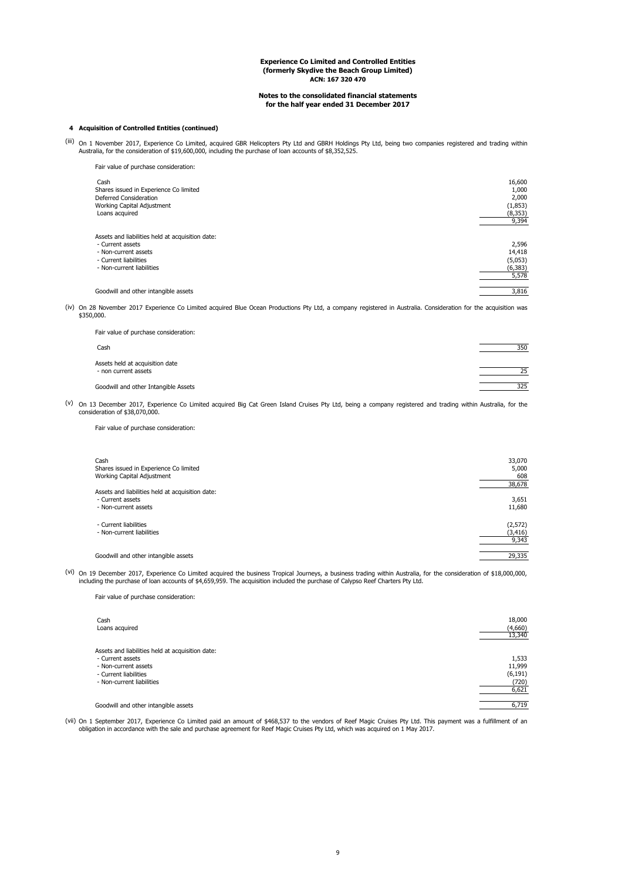**Experience Co Limited and Controlled Entities**
**(formerly Skydive the Beach Group Limited)**
**ACN: 167 320 470**

**Notes to the consolidated financial statements**
**for the half year ended 31 December 2017**

### 4 Acquisition of Controlled Entities (continued)

(iii) On 1 November 2017, Experience Co Limited, acquired GBR Helicopters Pty Ltd and GBRH Holdings Pty Ltd, being two companies registered and trading within Australia, for the consideration of $19,600,000, including the purchase of loan accounts of $8,352,525.

Fair value of purchase consideration:

| | |
|---|---|
| Cash | 16,600 |
| Shares issued in Experience Co limited | 1,000 |
| Deferred Consideration | 2,000 |
| Working Capital Adjustment | (1,853) |
| Loans acquired | (8,353) |
| | 9,394 |
| Assets and liabilities held at acquisition date: | |
| - Current assets | 2,596 |
| - Non-current assets | 14,418 |
| - Current liabilities | (5,053) |
| - Non-current liabilities | (6,383) |
| | 5,578 |
| Goodwill and other intangible assets | 3,816 |

(iv) On 28 November 2017 Experience Co Limited acquired Blue Ocean Productions Pty Ltd, a company registered in Australia. Consideration for the acquisition was $350,000.

Fair value of purchase consideration:

| | |
|---|---|
| Cash | 350 |
| Assets held at acquisition date | |
| - non current assets | 25 |
| Goodwill and other Intangible Assets | 325 |

(v) On 13 December 2017, Experience Co Limited acquired Big Cat Green Island Cruises Pty Ltd, being a company registered and trading within Australia, for the consideration of $38,070,000.

Fair value of purchase consideration:

| | |
|---|---|
| Cash | 33,070 |
| Shares issued in Experience Co limited | 5,000 |
| Working Capital Adjustment | 608 |
| | 38,678 |
| Assets and liabilities held at acquisition date: | |
| - Current assets | 3,651 |
| - Non-current assets | 11,680 |
| - Current liabilities | (2,572) |
| - Non-current liabilities | (3,416) |
| | 9,343 |
| Goodwill and other intangible assets | 29,335 |

(vi) On 19 December 2017, Experience Co Limited acquired the business Tropical Journeys, a business trading within Australia, for the consideration of $18,000,000, including the purchase of loan accounts of $4,659,959. The acquisition included the purchase of Calypso Reef Charters Pty Ltd.

Fair value of purchase consideration:

| | |
|---|---|
| Cash | 18,000 |
| Loans acquired | (4,660) |
| | 13,340 |
| Assets and liabilities held at acquisition date: | |
| - Current assets | 1,533 |
| - Non-current assets | 11,999 |
| - Current liabilities | (6,191) |
| - Non-current liabilities | (720) |
| | 6,621 |
| Goodwill and other intangible assets | 6,719 |

(vii) On 1 September 2017, Experience Co Limited paid an amount of $468,537 to the vendors of Reef Magic Cruises Pty Ltd. This payment was a fulfillment of an obligation in accordance with the sale and purchase agreement for Reef Magic Cruises Pty Ltd, which was acquired on 1 May 2017.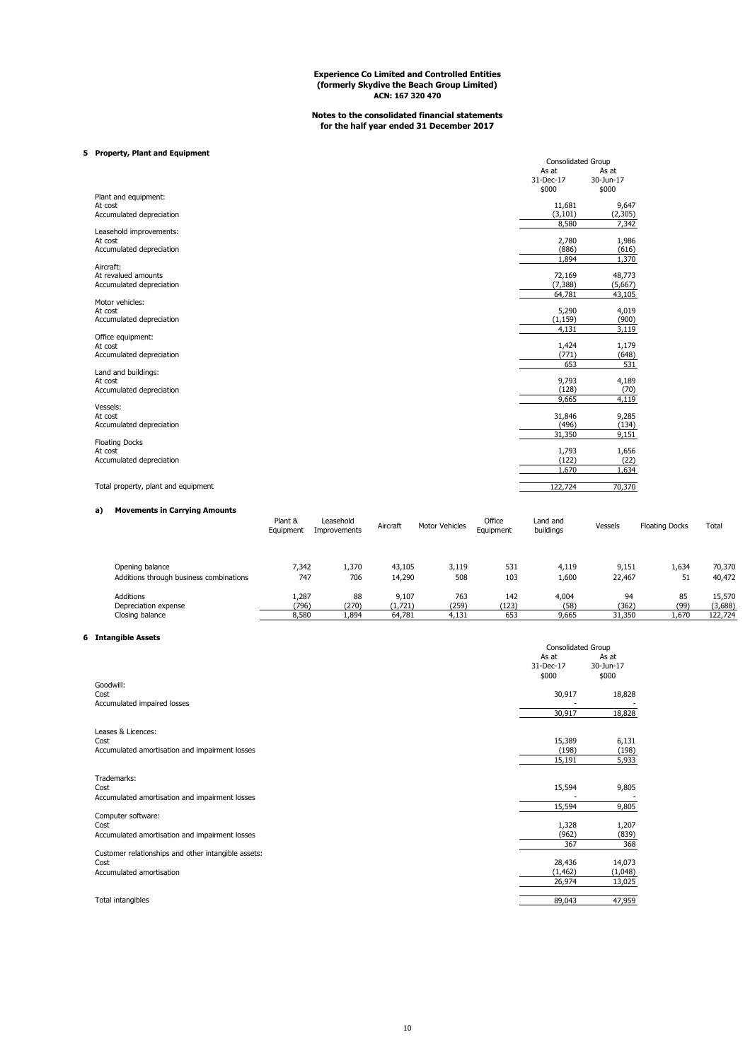**Experience Co Limited and Controlled Entities**
**(formerly Skydive the Beach Group Limited)**
**ACN: 167 320 470**

**Notes to the consolidated financial statements**
**for the half year ended 31 December 2017**

## 5 Property, Plant and Equipment

| | Consolidated Group | |
|---|---|---|
| | As at 31-Dec-17 $000 | As at 30-Jun-17 $000 |
| **Plant and equipment:** | | |
| At cost | 11,681 | 9,647 |
| Accumulated depreciation | (3,101) | (2,305) |
| | 8,580 | 7,342 |
| **Leasehold improvements:** | | |
| At cost | 2,780 | 1,986 |
| Accumulated depreciation | (886) | (616) |
| | 1,894 | 1,370 |
| **Aircraft:** | | |
| At revalued amounts | 72,169 | 48,773 |
| Accumulated depreciation | (7,388) | (5,667) |
| | 64,781 | 43,105 |
| **Motor vehicles:** | | |
| At cost | 5,290 | 4,019 |
| Accumulated depreciation | (1,159) | (900) |
| | 4,131 | 3,119 |
| **Office equipment:** | | |
| At cost | 1,424 | 1,179 |
| Accumulated depreciation | (771) | (648) |
| | 653 | 531 |
| **Land and buildings:** | | |
| At cost | 9,793 | 4,189 |
| Accumulated depreciation | (128) | (70) |
| | 9,665 | 4,119 |
| **Vessels:** | | |
| At cost | 31,846 | 9,285 |
| Accumulated depreciation | (496) | (134) |
| | 31,350 | 9,151 |
| **Floating Docks** | | |
| At cost | 1,793 | 1,656 |
| Accumulated depreciation | (122) | (22) |
| | 1,670 | 1,634 |
| Total property, plant and equipment | 122,724 | 70,370 |

### a) Movements in Carrying Amounts

| | Plant & Equipment | Leasehold Improvements | Aircraft | Motor Vehicles | Office Equipment | Land and buildings | Vessels | Floating Docks | Total |
|---|---|---|---|---|---|---|---|---|---|
| Opening balance | 7,342 | 1,370 | 43,105 | 3,119 | 531 | 4,119 | 9,151 | 1,634 | 70,370 |
| Additions through business combinations | 747 | 706 | 14,290 | 508 | 103 | 1,600 | 22,467 | 51 | 40,472 |
| Additions | 1,287 | 88 | 9,107 | 763 | 142 | 4,004 | 94 | 85 | 15,570 |
| Depreciation expense | (796) | (270) | (1,721) | (259) | (123) | (58) | (362) | (99) | (3,688) |
| Closing balance | 8,580 | 1,894 | 64,781 | 4,131 | 653 | 9,665 | 31,350 | 1,670 | 122,724 |

## 6 Intangible Assets

| | Consolidated Group | |
|---|---|---|
| | As at 31-Dec-17 $000 | As at 30-Jun-17 $000 |
| **Goodwill:** | | |
| Cost | 30,917 | 18,828 |
| Accumulated impaired losses | - | - |
| | 30,917 | 18,828 |
| **Leases & Licences:** | | |
| Cost | 15,389 | 6,131 |
| Accumulated amortisation and impairment losses | (198) | (198) |
| | 15,191 | 5,933 |
| **Trademarks:** | | |
| Cost | 15,594 | 9,805 |
| Accumulated amortisation and impairment losses | - | - |
| | 15,594 | 9,805 |
| **Computer software:** | | |
| Cost | 1,328 | 1,207 |
| Accumulated amortisation and impairment losses | (962) | (839) |
| | 367 | 368 |
| **Customer relationships and other intangible assets:** | | |
| Cost | 28,436 | 14,073 |
| Accumulated amortisation | (1,462) | (1,048) |
| | 26,974 | 13,025 |
| Total intangibles | 89,043 | 47,959 |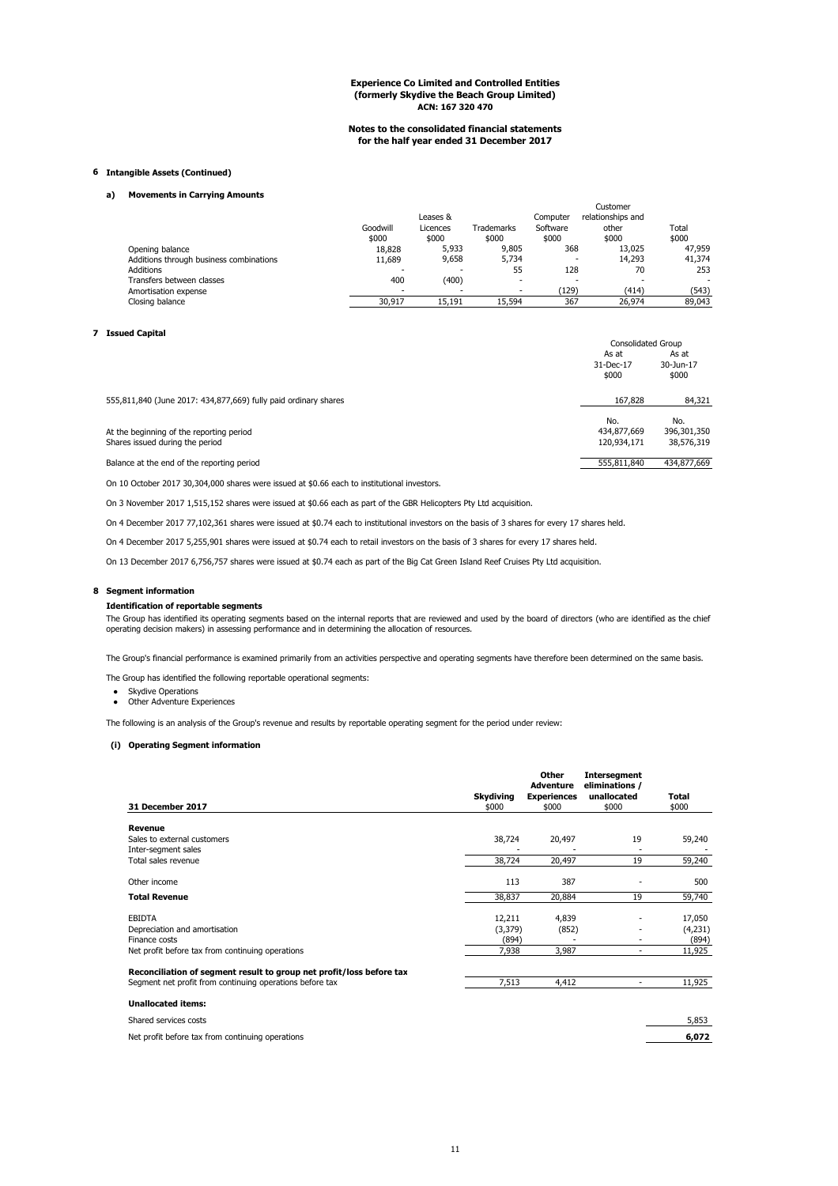**Experience Co Limited and Controlled Entities**
**(formerly Skydive the Beach Group Limited)**
**ACN: 167 320 470**

**Notes to the consolidated financial statements**
**for the half year ended 31 December 2017**

## 6 Intangible Assets (Continued)

### a) Movements in Carrying Amounts

| | Goodwill | Leases & Licences | Trademarks | Computer Software | Customer relationships and other | Total |
|---|---|---|---|---|---|---|
| | $000 | $000 | $000 | $000 | $000 | $000 |
| Opening balance | 18,828 | 5,933 | 9,805 | 368 | 13,025 | 47,959 |
| Additions through business combinations | 11,689 | 9,658 | 5,734 | - | 14,293 | 41,374 |
| Additions | - | - | 55 | 128 | 70 | 253 |
| Transfers between classes | 400 | (400) | - | - | - | - |
| Amortisation expense | - | - | - | (129) | (414) | (543) |
| Closing balance | 30,917 | 15,191 | 15,594 | 367 | 26,974 | 89,043 |

## 7 Issued Capital

| | Consolidated Group | |
|---|---|---|
| | As at 31-Dec-17 | As at 30-Jun-17 |
| | $000 | $000 |
| 555,811,840 (June 2017: 434,877,669) fully paid ordinary shares | 167,828 | 84,321 |
| | No. | No. |
| At the beginning of the reporting period | 434,877,669 | 396,301,350 |
| Shares issued during the period | 120,934,171 | 38,576,319 |
| Balance at the end of the reporting period | 555,811,840 | 434,877,669 |

On 10 October 2017 30,304,000 shares were issued at $0.66 each to institutional investors.

On 3 November 2017 1,515,152 shares were issued at $0.66 each as part of the GBR Helicopters Pty Ltd acquisition.

On 4 December 2017 77,102,361 shares were issued at $0.74 each to institutional investors on the basis of 3 shares for every 17 shares held.

On 4 December 2017 5,255,901 shares were issued at $0.74 each to retail investors on the basis of 3 shares for every 17 shares held.

On 13 December 2017 6,756,757 shares were issued at $0.74 each as part of the Big Cat Green Island Reef Cruises Pty Ltd acquisition.

## 8 Segment information

### Identification of reportable segments

The Group has identified its operating segments based on the internal reports that are reviewed and used by the board of directors (who are identified as the chief operating decision makers) in assessing performance and in determining the allocation of resources.

The Group's financial performance is examined primarily from an activities perspective and operating segments have therefore been determined on the same basis.

The Group has identified the following reportable operational segments:

- Skydive Operations
- Other Adventure Experiences

The following is an analysis of the Group's revenue and results by reportable operating segment for the period under review:

### (i) Operating Segment information

| **31 December 2017** | **Skydiving** $000 | **Other Adventure Experiences** $000 | **Intersegment eliminations / unallocated** $000 | **Total** $000 |
|---|---|---|---|---|
| **Revenue** | | | | |
| Sales to external customers | 38,724 | 20,497 | 19 | 59,240 |
| Inter-segment sales | - | - | - | - |
| Total sales revenue | 38,724 | 20,497 | 19 | 59,240 |
| Other income | 113 | 387 | - | 500 |
| **Total Revenue** | 38,837 | 20,884 | 19 | 59,740 |
| EBIDTA | 12,211 | 4,839 | - | 17,050 |
| Depreciation and amortisation | (3,379) | (852) | - | (4,231) |
| Finance costs | (894) | - | - | (894) |
| Net profit before tax from continuing operations | 7,938 | 3,987 | - | 11,925 |
| **Reconciliation of segment result to group net profit/loss before tax** | | | | |
| Segment net profit from continuing operations before tax | 7,513 | 4,412 | - | 11,925 |
| **Unallocated items:** | | | | |
| Shared services costs | | | | 5,853 |
| Net profit before tax from continuing operations | | | | **6,072** |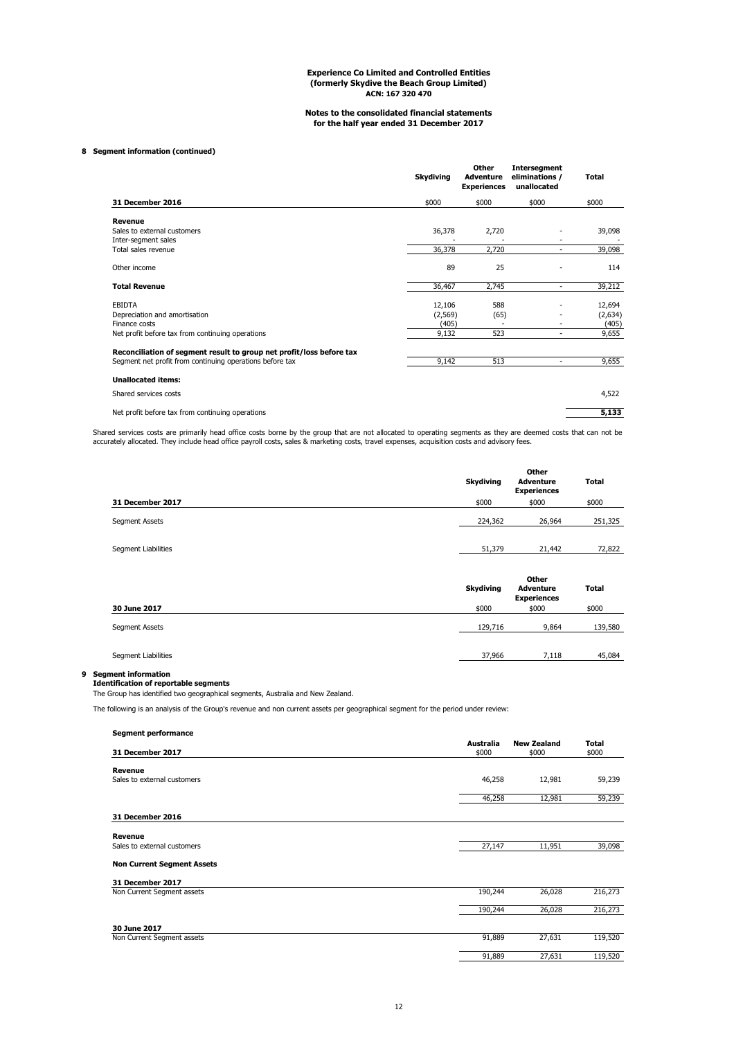**8 Segment information (continued)**

| | Skydiving | Other Adventure Experiences | Intersegment eliminations / unallocated | Total |
|---|---|---|---|---|
| **31 December 2016** | $000 | $000 | $000 | $000 |
| **Revenue** | | | | |
| Sales to external customers | 36,378 | 2,720 | - | 39,098 |
| Inter-segment sales | - | - | - | - |
| Total sales revenue | 36,378 | 2,720 | - | 39,098 |
| Other income | 89 | 25 | - | 114 |
| **Total Revenue** | 36,467 | 2,745 | - | 39,212 |
| EBIDTA | 12,106 | 588 | - | 12,694 |
| Depreciation and amortisation | (2,569) | (65) | - | (2,634) |
| Finance costs | (405) | - | - | (405) |
| Net profit before tax from continuing operations | 9,132 | 523 | - | 9,655 |
| **Reconciliation of segment result to group net profit/loss before tax** | | | | |
| Segment net profit from continuing operations before tax | 9,142 | 513 | - | 9,655 |
| **Unallocated items:** | | | | |
| Shared services costs | | | | 4,522 |
| Net profit before tax from continuing operations | | | | **5,133** |

Shared services costs are primarily head office costs borne by the group that are not allocated to operating segments as they are deemed costs that can not be accurately allocated. They include head office payroll costs, sales & marketing costs, travel expenses, acquisition costs and advisory fees.

| | Skydiving | Other Adventure Experiences | Total |
|---|---|---|---|
| **31 December 2017** | $000 | $000 | $000 |
| Segment Assets | 224,362 | 26,964 | 251,325 |
| Segment Liabilities | 51,379 | 21,442 | 72,822 |

| | Skydiving | Other Adventure Experiences | Total |
|---|---|---|---|
| **30 June 2017** | $000 | $000 | $000 |
| Segment Assets | 129,716 | 9,864 | 139,580 |
| Segment Liabilities | 37,966 | 7,118 | 45,084 |

**9 Segment information**

**Identification of reportable segments**

The Group has identified two geographical segments, Australia and New Zealand.

The following is an analysis of the Group's revenue and non current assets per geographical segment for the period under review:

| **Segment performance** | Australia | New Zealand | Total |
|---|---|---|---|
| **31 December 2017** | $000 | $000 | $000 |
| **Revenue** | | | |
| Sales to external customers | 46,258 | 12,981 | 59,239 |
| | 46,258 | 12,981 | 59,239 |
| **31 December 2016** | | | |
| **Revenue** | | | |
| Sales to external customers | 27,147 | 11,951 | 39,098 |
| **Non Current Segment Assets** | | | |
| **31 December 2017** | | | |
| Non Current Segment assets | 190,244 | 26,028 | 216,273 |
| | 190,244 | 26,028 | 216,273 |
| **30 June 2017** | | | |
| Non Current Segment assets | 91,889 | 27,631 | 119,520 |
| | 91,889 | 27,631 | 119,520 |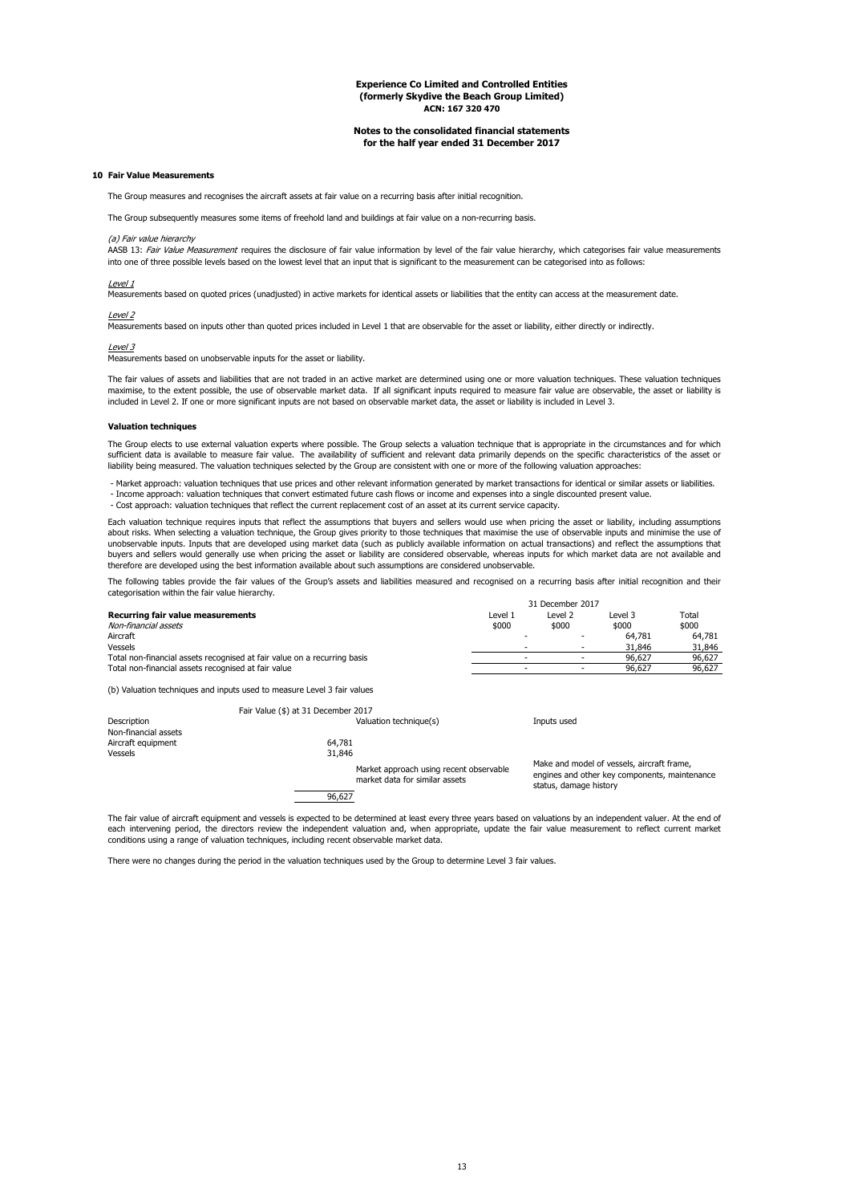**Experience Co Limited and Controlled Entities**
**(formerly Skydive the Beach Group Limited)**
**ACN: 167 320 470**

**Notes to the consolidated financial statements**
**for the half year ended 31 December 2017**

## 10 Fair Value Measurements

The Group measures and recognises the aircraft assets at fair value on a recurring basis after initial recognition.

The Group subsequently measures some items of freehold land and buildings at fair value on a non-recurring basis.

*(a) Fair value hierarchy*

AASB 13: *Fair Value Measurement* requires the disclosure of fair value information by level of the fair value hierarchy, which categorises fair value measurements into one of three possible levels based on the lowest level that an input that is significant to the measurement can be categorised into as follows:

*Level 1*

Measurements based on quoted prices (unadjusted) in active markets for identical assets or liabilities that the entity can access at the measurement date.

*Level 2*

Measurements based on inputs other than quoted prices included in Level 1 that are observable for the asset or liability, either directly or indirectly.

*Level 3*

Measurements based on unobservable inputs for the asset or liability.

The fair values of assets and liabilities that are not traded in an active market are determined using one or more valuation techniques. These valuation techniques maximise, to the extent possible, the use of observable market data. If all significant inputs required to measure fair value are observable, the asset or liability is included in Level 2. If one or more significant inputs are not based on observable market data, the asset or liability is included in Level 3.

**Valuation techniques**

The Group elects to use external valuation experts where possible. The Group selects a valuation technique that is appropriate in the circumstances and for which sufficient data is available to measure fair value. The availability of sufficient and relevant data primarily depends on the specific characteristics of the asset or liability being measured. The valuation techniques selected by the Group are consistent with one or more of the following valuation approaches:

- Market approach: valuation techniques that use prices and other relevant information generated by market transactions for identical or similar assets or liabilities.
- Income approach: valuation techniques that convert estimated future cash flows or income and expenses into a single discounted present value.
- Cost approach: valuation techniques that reflect the current replacement cost of an asset at its current service capacity.

Each valuation technique requires inputs that reflect the assumptions that buyers and sellers would use when pricing the asset or liability, including assumptions about risks. When selecting a valuation technique, the Group gives priority to those techniques that maximise the use of observable inputs and minimise the use of unobservable inputs. Inputs that are developed using market data (such as publicly available information on actual transactions) and reflect the assumptions that buyers and sellers would generally use when pricing the asset or liability are considered observable, whereas inputs for which market data are not available and therefore are developed using the best information available about such assumptions are considered unobservable.

The following tables provide the fair values of the Group's assets and liabilities measured and recognised on a recurring basis after initial recognition and their categorisation within the fair value hierarchy.

| | 31 December 2017 | | | |
|---|---|---|---|---|
| **Recurring fair value measurements** | Level 1 | Level 2 | Level 3 | Total |
| *Non-financial assets* | $000 | $000 | $000 | $000 |
| Aircraft | - | - | 64,781 | 64,781 |
| Vessels | - | - | 31,846 | 31,846 |
| Total non-financial assets recognised at fair value on a recurring basis | - | - | 96,627 | 96,627 |
| Total non-financial assets recognised at fair value | - | - | 96,627 | 96,627 |

(b) Valuation techniques and inputs used to measure Level 3 fair values

| Description | Fair Value ($) at 31 December 2017 | Valuation technique(s) | Inputs used |
|---|---|---|---|
| Non-financial assets | | | |
| Aircraft equipment | 64,781 | | |
| Vessels | 31,846 | Market approach using recent observable market data for similar assets | Make and model of vessels, aircraft frame, engines and other key components, maintenance status, damage history |
| | 96,627 | | |

The fair value of aircraft equipment and vessels is expected to be determined at least every three years based on valuations by an independent valuer. At the end of each intervening period, the directors review the independent valuation and, when appropriate, update the fair value measurement to reflect current market conditions using a range of valuation techniques, including recent observable market data.

There were no changes during the period in the valuation techniques used by the Group to determine Level 3 fair values.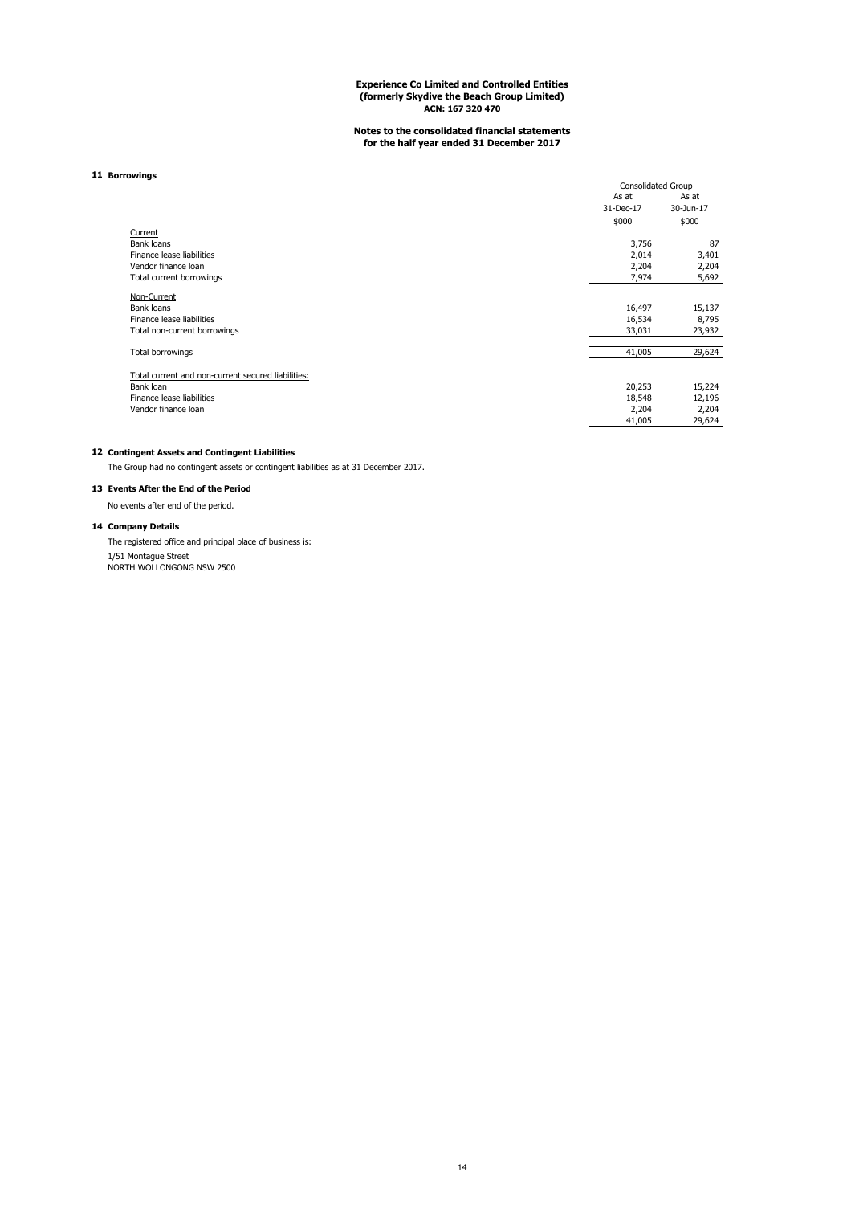**Experience Co Limited and Controlled Entities**
**(formerly Skydive the Beach Group Limited)**
**ACN: 167 320 470**

**Notes to the consolidated financial statements**
**for the half year ended 31 December 2017**

## 11 Borrowings

| | Consolidated Group | |
|---|---|---|
| | As at | As at |
| | 31-Dec-17 | 30-Jun-17 |
| | $000 | $000 |
| Current | | |
| Bank loans | 3,756 | 87 |
| Finance lease liabilities | 2,014 | 3,401 |
| Vendor finance loan | 2,204 | 2,204 |
| Total current borrowings | 7,974 | 5,692 |
| Non-Current | | |
| Bank loans | 16,497 | 15,137 |
| Finance lease liabilities | 16,534 | 8,795 |
| Total non-current borrowings | 33,031 | 23,932 |
| Total borrowings | 41,005 | 29,624 |
| Total current and non-current secured liabilities: | | |
| Bank loan | 20,253 | 15,224 |
| Finance lease liabilities | 18,548 | 12,196 |
| Vendor finance loan | 2,204 | 2,204 |
| | 41,005 | 29,624 |

## 12 Contingent Assets and Contingent Liabilities

The Group had no contingent assets or contingent liabilities as at 31 December 2017.

## 13 Events After the End of the Period

No events after end of the period.

## 14 Company Details

The registered office and principal place of business is:

1/51 Montague Street
NORTH WOLLONGONG NSW 2500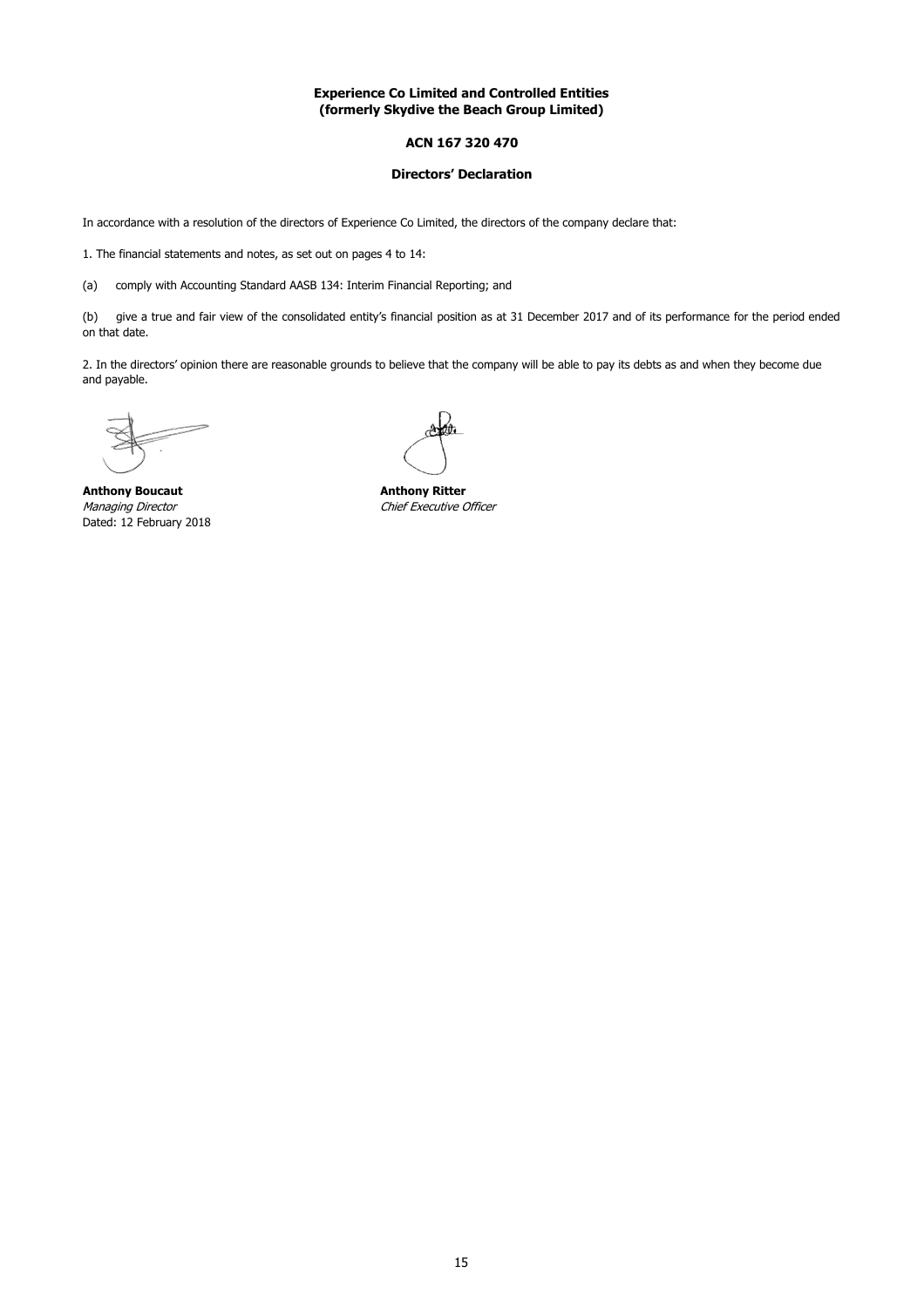**Experience Co Limited and Controlled Entities**
**(formerly Skydive the Beach Group Limited)**

**ACN 167 320 470**

**Directors' Declaration**

In accordance with a resolution of the directors of Experience Co Limited, the directors of the company declare that:

1. The financial statements and notes, as set out on pages 4 to 14:

(a) comply with Accounting Standard AASB 134: Interim Financial Reporting; and

(b) give a true and fair view of the consolidated entity's financial position as at 31 December 2017 and of its performance for the period ended on that date.

2. In the directors' opinion there are reasonable grounds to believe that the company will be able to pay its debts as and when they become due and payable.

**Anthony Boucaut**
*Managing Director*
Dated: 12 February 2018

**Anthony Ritter**
*Chief Executive Officer*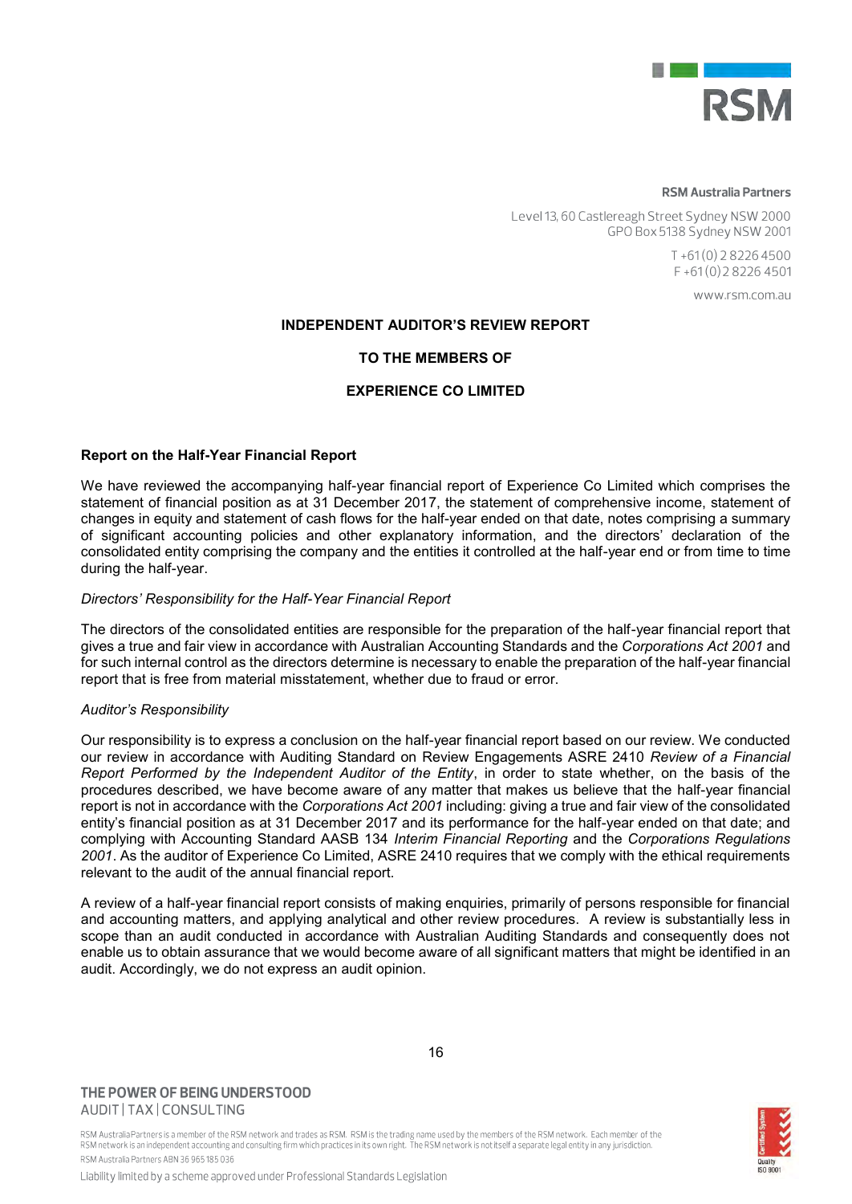**RSM Australia Partners**

Level 13, 60 Castlereagh Street Sydney NSW 2000
GPO Box 5138 Sydney NSW 2001

T +61 (0) 2 8226 4500
F +61 (0) 2 8226 4501

www.rsm.com.au

# INDEPENDENT AUDITOR'S REVIEW REPORT

# TO THE MEMBERS OF

# EXPERIENCE CO LIMITED

## Report on the Half-Year Financial Report

We have reviewed the accompanying half-year financial report of Experience Co Limited which comprises the statement of financial position as at 31 December 2017, the statement of comprehensive income, statement of changes in equity and statement of cash flows for the half-year ended on that date, notes comprising a summary of significant accounting policies and other explanatory information, and the directors' declaration of the consolidated entity comprising the company and the entities it controlled at the half-year end or from time to time during the half-year.

*Directors' Responsibility for the Half-Year Financial Report*

The directors of the consolidated entities are responsible for the preparation of the half-year financial report that gives a true and fair view in accordance with Australian Accounting Standards and the *Corporations Act 2001* and for such internal control as the directors determine is necessary to enable the preparation of the half-year financial report that is free from material misstatement, whether due to fraud or error.

*Auditor's Responsibility*

Our responsibility is to express a conclusion on the half-year financial report based on our review. We conducted our review in accordance with Auditing Standard on Review Engagements ASRE 2410 *Review of a Financial Report Performed by the Independent Auditor of the Entity*, in order to state whether, on the basis of the procedures described, we have become aware of any matter that makes us believe that the half-year financial report is not in accordance with the *Corporations Act 2001* including: giving a true and fair view of the consolidated entity's financial position as at 31 December 2017 and its performance for the half-year ended on that date; and complying with Accounting Standard AASB 134 *Interim Financial Reporting* and the *Corporations Regulations 2001*. As the auditor of Experience Co Limited, ASRE 2410 requires that we comply with the ethical requirements relevant to the audit of the annual financial report.

A review of a half-year financial report consists of making enquiries, primarily of persons responsible for financial and accounting matters, and applying analytical and other review procedures. A review is substantially less in scope than an audit conducted in accordance with Australian Auditing Standards and consequently does not enable us to obtain assurance that we would become aware of all significant matters that might be identified in an audit. Accordingly, we do not express an audit opinion.

THE POWER OF BEING UNDERSTOOD
AUDIT | TAX | CONSULTING

RSM Australia Partners is a member of the RSM network and trades as RSM. RSM is the trading name used by the members of the RSM network. Each member of the RSM network is an independent accounting and consulting firm which practices in its own right. The RSM network is not itself a separate legal entity in any jurisdiction.
RSM Australia Partners ABN 36 965 185 036

Liability limited by a scheme approved under Professional Standards Legislation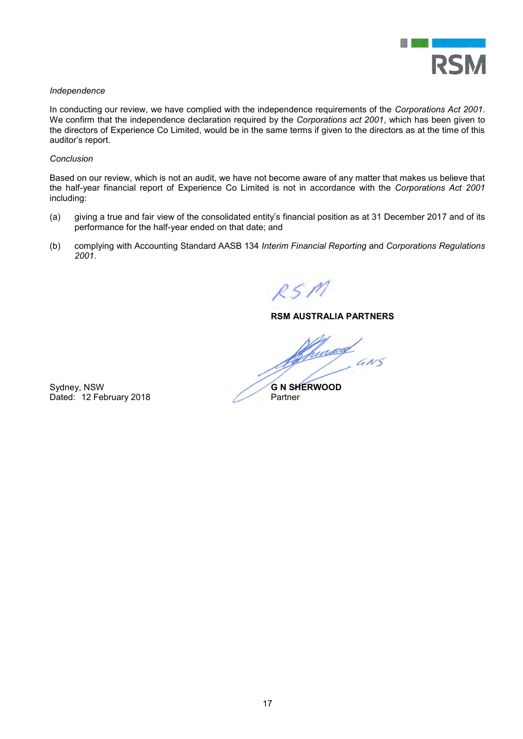*Independence*

In conducting our review, we have complied with the independence requirements of the *Corporations Act 2001*. We confirm that the independence declaration required by the *Corporations act 2001*, which has been given to the directors of Experience Co Limited, would be in the same terms if given to the directors as at the time of this auditor's report.

*Conclusion*

Based on our review, which is not an audit, we have not become aware of any matter that makes us believe that the half-year financial report of Experience Co Limited is not in accordance with the *Corporations Act 2001* including:

(a) giving a true and fair view of the consolidated entity's financial position as at 31 December 2017 and of its performance for the half-year ended on that date; and

(b) complying with Accounting Standard AASB 134 *Interim Financial Reporting* and *Corporations Regulations 2001*.

RSM

**RSM AUSTRALIA PARTNERS**

**G N SHERWOOD**
Partner

Sydney, NSW
Dated: 12 February 2018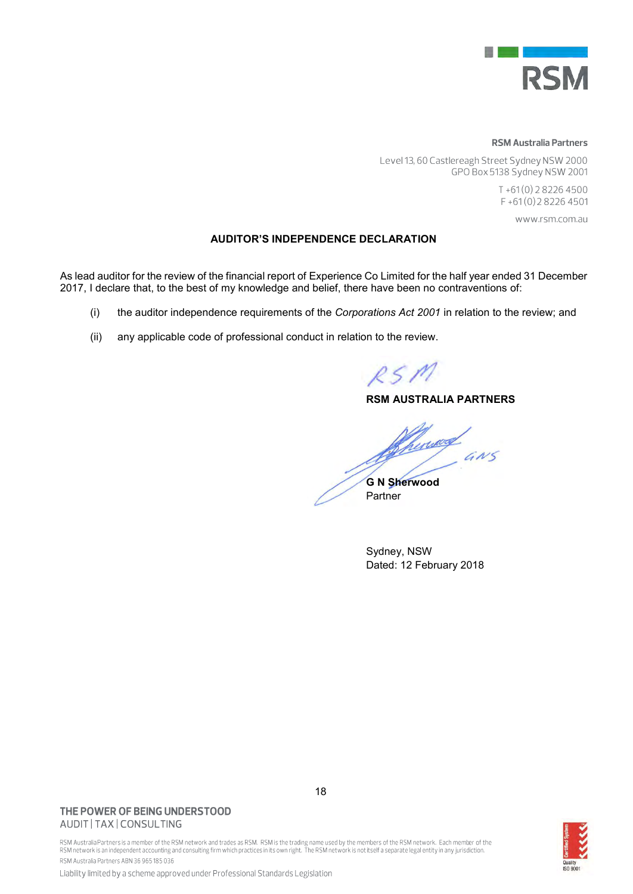RSM

**RSM Australia Partners**

Level 13, 60 Castlereagh Street Sydney NSW 2000
GPO Box 5138 Sydney NSW 2001

T +61 (0) 2 8226 4500
F +61 (0) 2 8226 4501

www.rsm.com.au

## AUDITOR'S INDEPENDENCE DECLARATION

As lead auditor for the review of the financial report of Experience Co Limited for the half year ended 31 December 2017, I declare that, to the best of my knowledge and belief, there have been no contraventions of:

(i) the auditor independence requirements of the *Corporations Act 2001* in relation to the review; and

(ii) any applicable code of professional conduct in relation to the review.

RSM

**RSM AUSTRALIA PARTNERS**

**G N Sherwood**
Partner

Sydney, NSW
Dated: 12 February 2018

**THE POWER OF BEING UNDERSTOOD**
AUDIT | TAX | CONSULTING

RSM Australia Partners is a member of the RSM network and trades as RSM. RSM is the trading name used by the members of the RSM network. Each member of the RSM network is an independent accounting and consulting firm which practices in its own right. The RSM network is not itself a separate legal entity in any jurisdiction.
RSM Australia Partners ABN 36 965 185 036

Liability limited by a scheme approved under Professional Standards Legislation